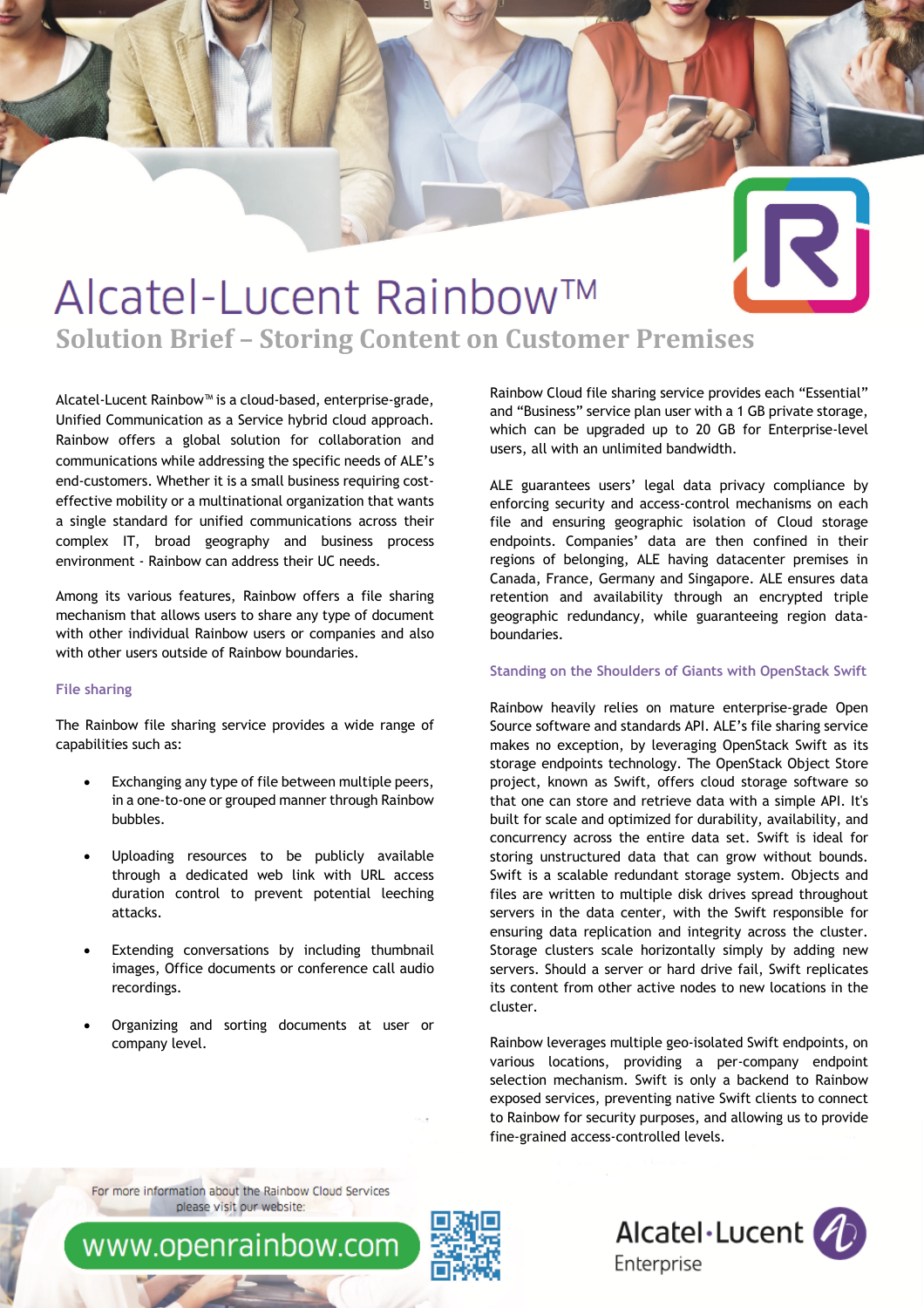# Alcatel-Lucent Rainbow™

## Solution Brief – Storing Content on Customer Premises

Alcatel-Lucent Rainbow™ is a cloud-based, enterprise-grade, Unified Communication as a Service hybrid cloud approach. Rainbow offers a global solution for collaboration and communications while addressing the specific needs of ALE's end-customers. Whether it is a small business requiring cost-effective mobility or a multinational organization that wants a single standard for unified communications across their complex IT, broad geography and business process environment - Rainbow can address their UC needs.

Among its various features, Rainbow offers a file sharing mechanism that allows users to share any type of document with other individual Rainbow users or companies and also with other users outside of Rainbow boundaries.

### File sharing

The Rainbow file sharing service provides a wide range of capabilities such as:

- Exchanging any type of file between multiple peers, in a one-to-one or grouped manner through Rainbow bubbles.
- Uploading resources to be publicly available through a dedicated web link with URL access duration control to prevent potential leeching attacks.
- Extending conversations by including thumbnail images, Office documents or conference call audio recordings.
- Organizing and sorting documents at user or company level.

Rainbow Cloud file sharing service provides each "Essential" and "Business" service plan user with a 1 GB private storage, which can be upgraded up to 20 GB for Enterprise-level users, all with an unlimited bandwidth.

ALE guarantees users' legal data privacy compliance by enforcing security and access-control mechanisms on each file and ensuring geographic isolation of Cloud storage endpoints. Companies' data are then confined in their regions of belonging, ALE having datacenter premises in Canada, France, Germany and Singapore. ALE ensures data retention and availability through an encrypted triple geographic redundancy, while guaranteeing region data-boundaries.

### Standing on the Shoulders of Giants with OpenStack Swift

Rainbow heavily relies on mature enterprise-grade Open Source software and standards API. ALE's file sharing service makes no exception, by leveraging OpenStack Swift as its storage endpoints technology. The OpenStack Object Store project, known as Swift, offers cloud storage software so that one can store and retrieve data with a simple API. It's built for scale and optimized for durability, availability, and concurrency across the entire data set. Swift is ideal for storing unstructured data that can grow without bounds. Swift is a scalable redundant storage system. Objects and files are written to multiple disk drives spread throughout servers in the data center, with the Swift responsible for ensuring data replication and integrity across the cluster. Storage clusters scale horizontally simply by adding new servers. Should a server or hard drive fail, Swift replicates its content from other active nodes to new locations in the cluster.

Rainbow leverages multiple geo-isolated Swift endpoints, on various locations, providing a per-company endpoint selection mechanism. Swift is only a backend to Rainbow exposed services, preventing native Swift clients to connect to Rainbow for security purposes, and allowing us to provide fine-grained access-controlled levels.

For more information about the Rainbow Cloud Services please visit our website:

www.openrainbow.com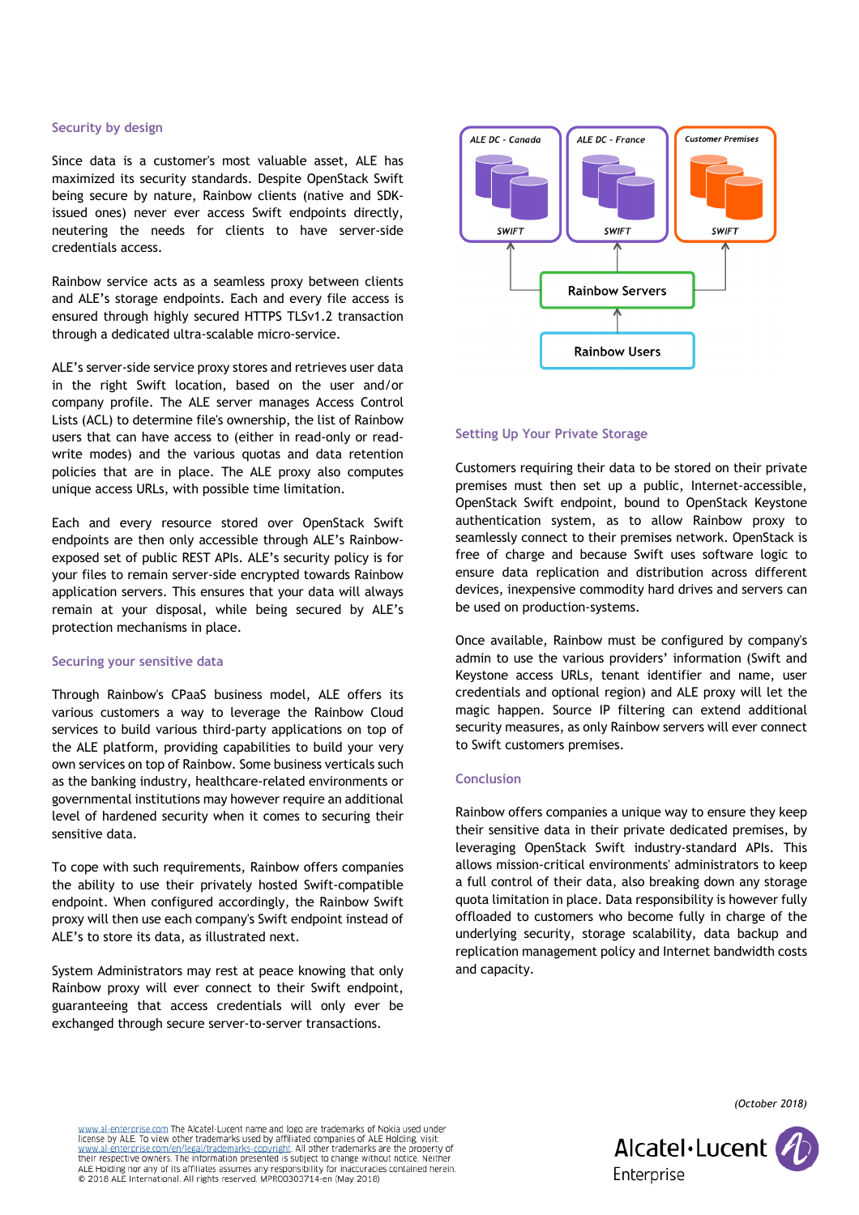### Security by design

Since data is a customer's most valuable asset, ALE has maximized its security standards. Despite OpenStack Swift being secure by nature, Rainbow clients (native and SDK-issued ones) never ever access Swift endpoints directly, neutering the needs for clients to have server-side credentials access.

Rainbow service acts as a seamless proxy between clients and ALE's storage endpoints. Each and every file access is ensured through highly secured HTTPS TLSv1.2 transaction through a dedicated ultra-scalable micro-service.

ALE's server-side service proxy stores and retrieves user data in the right Swift location, based on the user and/or company profile. The ALE server manages Access Control Lists (ACL) to determine file's ownership, the list of Rainbow users that can have access to (either in read-only or read-write modes) and the various quotas and data retention policies that are in place. The ALE proxy also computes unique access URLs, with possible time limitation.

Each and every resource stored over OpenStack Swift endpoints are then only accessible through ALE's Rainbow-exposed set of public REST APIs. ALE's security policy is for your files to remain server-side encrypted towards Rainbow application servers. This ensures that your data will always remain at your disposal, while being secured by ALE's protection mechanisms in place.

### Securing your sensitive data

Through Rainbow's CPaaS business model, ALE offers its various customers a way to leverage the Rainbow Cloud services to build various third-party applications on top of the ALE platform, providing capabilities to build your very own services on top of Rainbow. Some business verticals such as the banking industry, healthcare-related environments or governmental institutions may however require an additional level of hardened security when it comes to securing their sensitive data.

To cope with such requirements, Rainbow offers companies the ability to use their privately hosted Swift-compatible endpoint. When configured accordingly, the Rainbow Swift proxy will then use each company's Swift endpoint instead of ALE's to store its data, as illustrated next.

System Administrators may rest at peace knowing that only Rainbow proxy will ever connect to their Swift endpoint, guaranteeing that access credentials will only ever be exchanged through secure server-to-server transactions.

ALE DC - Canada
SWIFT
ALE DC - France
SWIFT
Customer Premises
SWIFT
Rainbow Servers
Rainbow Users

### Setting Up Your Private Storage

Customers requiring their data to be stored on their private premises must then set up a public, Internet-accessible, OpenStack Swift endpoint, bound to OpenStack Keystone authentication system, as to allow Rainbow proxy to seamlessly connect to their premises network. OpenStack is free of charge and because Swift uses software logic to ensure data replication and distribution across different devices, inexpensive commodity hard drives and servers can be used on production-systems.

Once available, Rainbow must be configured by company's admin to use the various providers' information (Swift and Keystone access URLs, tenant identifier and name, user credentials and optional region) and ALE proxy will let the magic happen. Source IP filtering can extend additional security measures, as only Rainbow servers will ever connect to Swift customers premises.

### Conclusion

Rainbow offers companies a unique way to ensure they keep their sensitive data in their private dedicated premises, by leveraging OpenStack Swift industry-standard APIs. This allows mission-critical environments' administrators to keep a full control of their data, also breaking down any storage quota limitation in place. Data responsibility is however fully offloaded to customers who become fully in charge of the underlying security, storage scalability, data backup and replication management policy and Internet bandwidth costs and capacity.

*(October 2018)*

www.al-enterprise.com The Alcatel-Lucent name and logo are trademarks of Nokia used under license by ALE. To view other trademarks used by affiliated companies of ALE Holding, visit: www.al-enterprise.com/en/legal/trademarks-copyright. All other trademarks are the property of their respective owners. The information presented is subject to change without notice. Neither ALE Holding nor any of its affiliates assumes any responsibility for inaccuracies contained herein. © 2018 ALE International. All rights reserved. MPR00303714-en (May 2018)

Alcatel·Lucent Enterprise